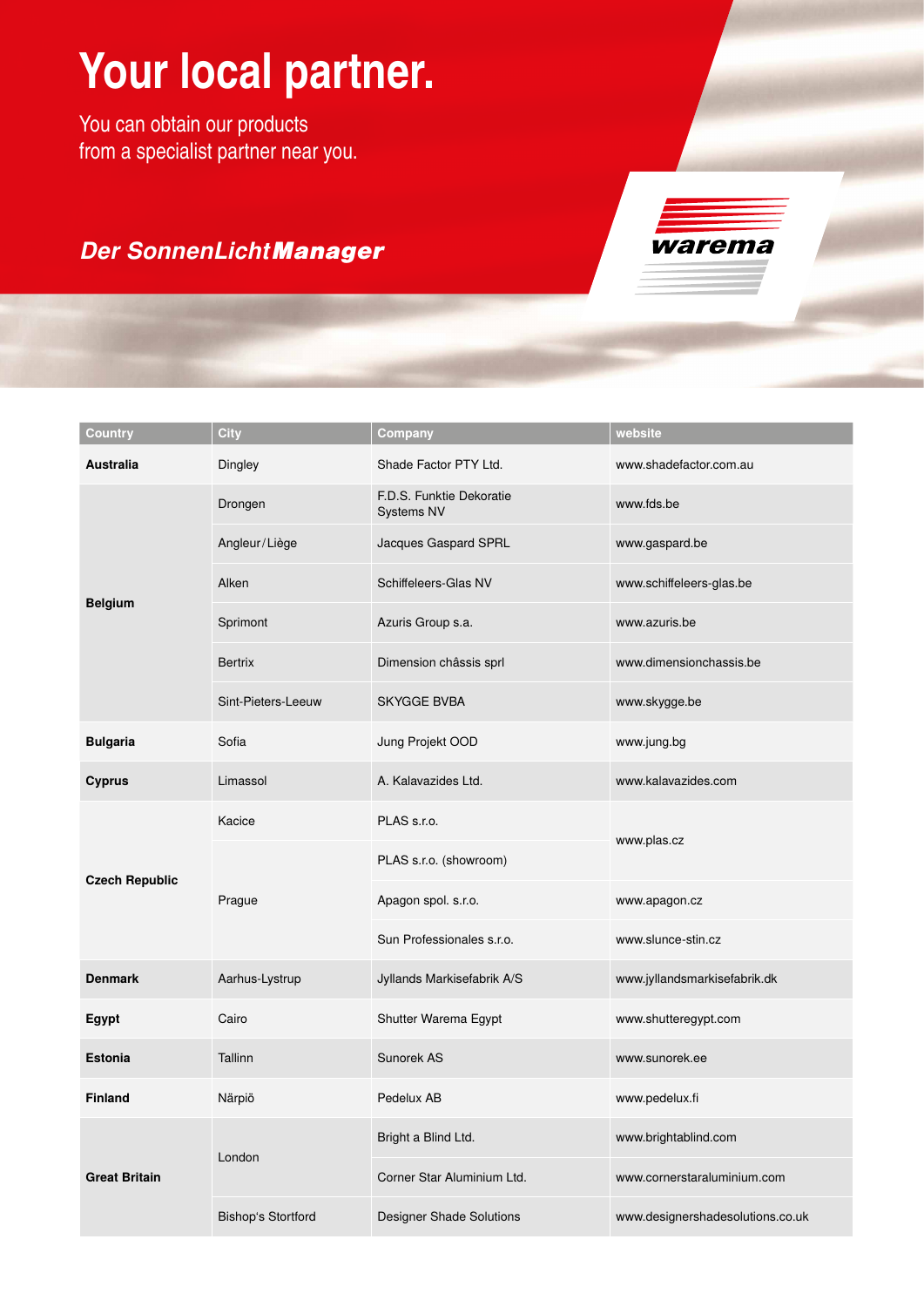# Your local partner.

You can obtain our products
from a specialist partner near you.

***Der SonnenLicht*Manager**

warema

| Country | City | Company | website |
|---|---|---|---|
| **Australia** | Dingley | Shade Factor PTY Ltd. | www.shadefactor.com.au |
| **Belgium** | Drongen | F.D.S. Funktie Dekoratie Systems NV | www.fds.be |
| | Angleur/Liège | Jacques Gaspard SPRL | www.gaspard.be |
| | Alken | Schiffeleers-Glas NV | www.schiffeleers-glas.be |
| | Sprimont | Azuris Group s.a. | www.azuris.be |
| | Bertrix | Dimension châssis sprl | www.dimensionchassis.be |
| | Sint-Pieters-Leeuw | SKYGGE BVBA | www.skygge.be |
| **Bulgaria** | Sofia | Jung Projekt OOD | www.jung.bg |
| **Cyprus** | Limassol | A. Kalavazides Ltd. | www.kalavazides.com |
| **Czech Republic** | Kacice | PLAS s.r.o. | www.plas.cz |
| | Prague | PLAS s.r.o. (showroom) | |
| | | Apagon spol. s.r.o. | www.apagon.cz |
| | | Sun Professionales s.r.o. | www.slunce-stin.cz |
| **Denmark** | Aarhus-Lystrup | Jyllands Markisefabrik A/S | www.jyllandsmarkisefabrik.dk |
| **Egypt** | Cairo | Shutter Warema Egypt | www.shutteregypt.com |
| **Estonia** | Tallinn | Sunorek AS | www.sunorek.ee |
| **Finland** | Närpiö | Pedelux AB | www.pedelux.fi |
| **Great Britain** | London | Bright a Blind Ltd. | www.brightablind.com |
| | | Corner Star Aluminium Ltd. | www.cornerstaraluminium.com |
| | Bishop's Stortford | Designer Shade Solutions | www.designershadesolutions.co.uk |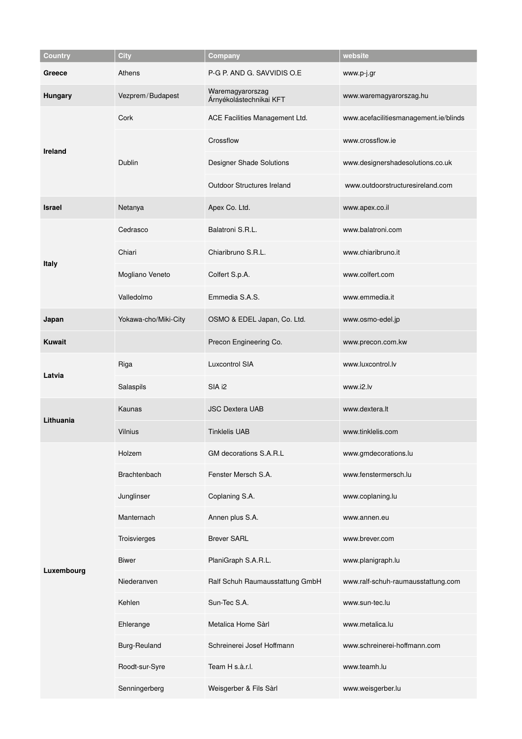| Country | City | Company | website |
| --- | --- | --- | --- |
| **Greece** | Athens | P-G P. AND G. SAVVIDIS O.E | www.p-j.gr |
| **Hungary** | Vezprem/Budapest | Waremagyarorszag Árnyékolástechnikai KFT | www.waremagyarorszag.hu |
| **Ireland** | Cork | ACE Facilities Management Ltd. | www.acefacilitiesmanagement.ie/blinds |
| | Dublin | Crossflow | www.crossflow.ie |
| | | Designer Shade Solutions | www.designershadesolutions.co.uk |
| | | Outdoor Structures Ireland | www.outdoorstructuresireland.com |
| **Israel** | Netanya | Apex Co. Ltd. | www.apex.co.il |
| **Italy** | Cedrasco | Balatroni S.R.L. | www.balatroni.com |
| | Chiari | Chiaribruno S.R.L. | www.chiaribruno.it |
| | Mogliano Veneto | Colfert S.p.A. | www.colfert.com |
| | Valledolmo | Emmedia S.A.S. | www.emmedia.it |
| **Japan** | Yokawa-cho/Miki-City | OSMO & EDEL Japan, Co. Ltd. | www.osmo-edel.jp |
| **Kuwait** | | Precon Engineering Co. | www.precon.com.kw |
| **Latvia** | Riga | Luxcontrol SIA | www.luxcontrol.lv |
| | Salaspils | SIA i2 | www.i2.lv |
| **Lithuania** | Kaunas | JSC Dextera UAB | www.dextera.lt |
| | Vilnius | Tinklelis UAB | www.tinklelis.com |
| **Luxembourg** | Holzem | GM decorations S.A.R.L | www.gmdecorations.lu |
| | Brachtenbach | Fenster Mersch S.A. | www.fenstermersch.lu |
| | Junglinser | Coplaning S.A. | www.coplaning.lu |
| | Manternach | Annen plus S.A. | www.annen.eu |
| | Troisvierges | Brever SARL | www.brever.com |
| | Biwer | PlaniGraph S.A.R.L. | www.planigraph.lu |
| | Niederanven | Ralf Schuh Raumausstattung GmbH | www.ralf-schuh-raumausstattung.com |
| | Kehlen | Sun-Tec S.A. | www.sun-tec.lu |
| | Ehlerange | Metalica Home Sàrl | www.metalica.lu |
| | Burg-Reuland | Schreinerei Josef Hoffmann | www.schreinerei-hoffmann.com |
| | Roodt-sur-Syre | Team H s.à.r.l. | www.teamh.lu |
| | Senningerberg | Weisgerber & Fils Sàrl | www.weisgerber.lu |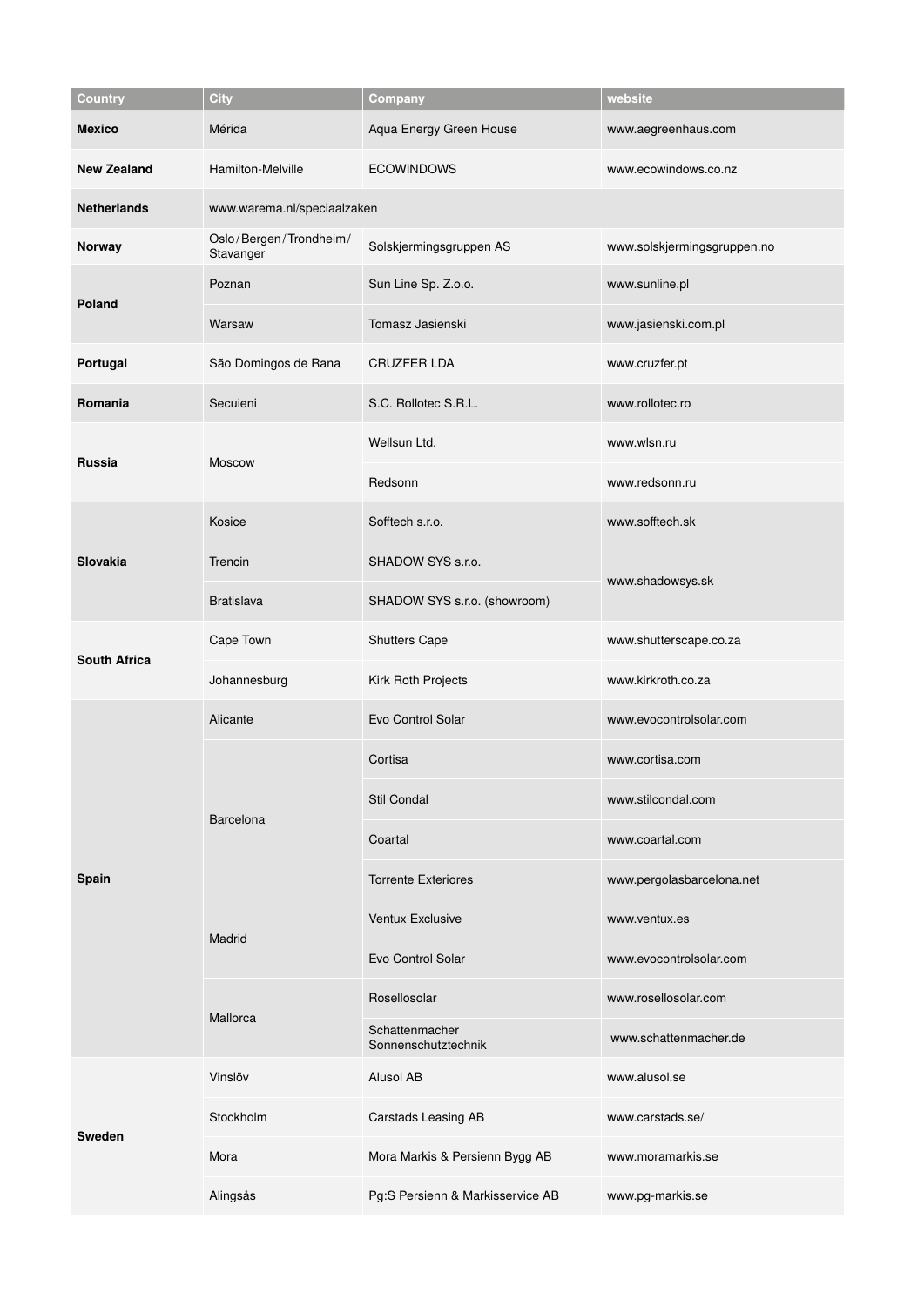| Country | City | Company | website |
|---|---|---|---|
| **Mexico** | Mérida | Aqua Energy Green House | www.aegreenhaus.com |
| **New Zealand** | Hamilton-Melville | ECOWINDOWS | www.ecowindows.co.nz |
| **Netherlands** | www.warema.nl/speciaalzaken | | |
| **Norway** | Oslo/Bergen/Trondheim/Stavanger | Solskjermingsgruppen AS | www.solskjermingsgruppen.no |
| **Poland** | Poznan | Sun Line Sp. Z.o.o. | www.sunline.pl |
| | Warsaw | Tomasz Jasienski | www.jasienski.com.pl |
| **Portugal** | São Domingos de Rana | CRUZFER LDA | www.cruzfer.pt |
| **Romania** | Secuieni | S.C. Rollotec S.R.L. | www.rollotec.ro |
| **Russia** | Moscow | Wellsun Ltd. | www.wlsn.ru |
| | | Redsonn | www.redsonn.ru |
| **Slovakia** | Kosice | Sofftech s.r.o. | www.sofftech.sk |
| | Trencin | SHADOW SYS s.r.o. | www.shadowsys.sk |
| | Bratislava | SHADOW SYS s.r.o. (showroom) | |
| **South Africa** | Cape Town | Shutters Cape | www.shutterscape.co.za |
| | Johannesburg | Kirk Roth Projects | www.kirkroth.co.za |
| **Spain** | Alicante | Evo Control Solar | www.evocontrolsolar.com |
| | Barcelona | Cortisa | www.cortisa.com |
| | | Stil Condal | www.stilcondal.com |
| | | Coartal | www.coartal.com |
| | | Torrente Exteriores | www.pergolasbarcelona.net |
| | Madrid | Ventux Exclusive | www.ventux.es |
| | | Evo Control Solar | www.evocontrolsolar.com |
| | Mallorca | Rosellosolar | www.rosellosolar.com |
| | | Schattenmacher Sonnenschutztechnik | www.schattenmacher.de |
| **Sweden** | Vinslöv | Alusol AB | www.alusol.se |
| | Stockholm | Carstads Leasing AB | www.carstads.se/ |
| | Mora | Mora Markis & Persienn Bygg AB | www.moramarkis.se |
| | Alingsås | Pg:S Persienn & Markisservice AB | www.pg-markis.se |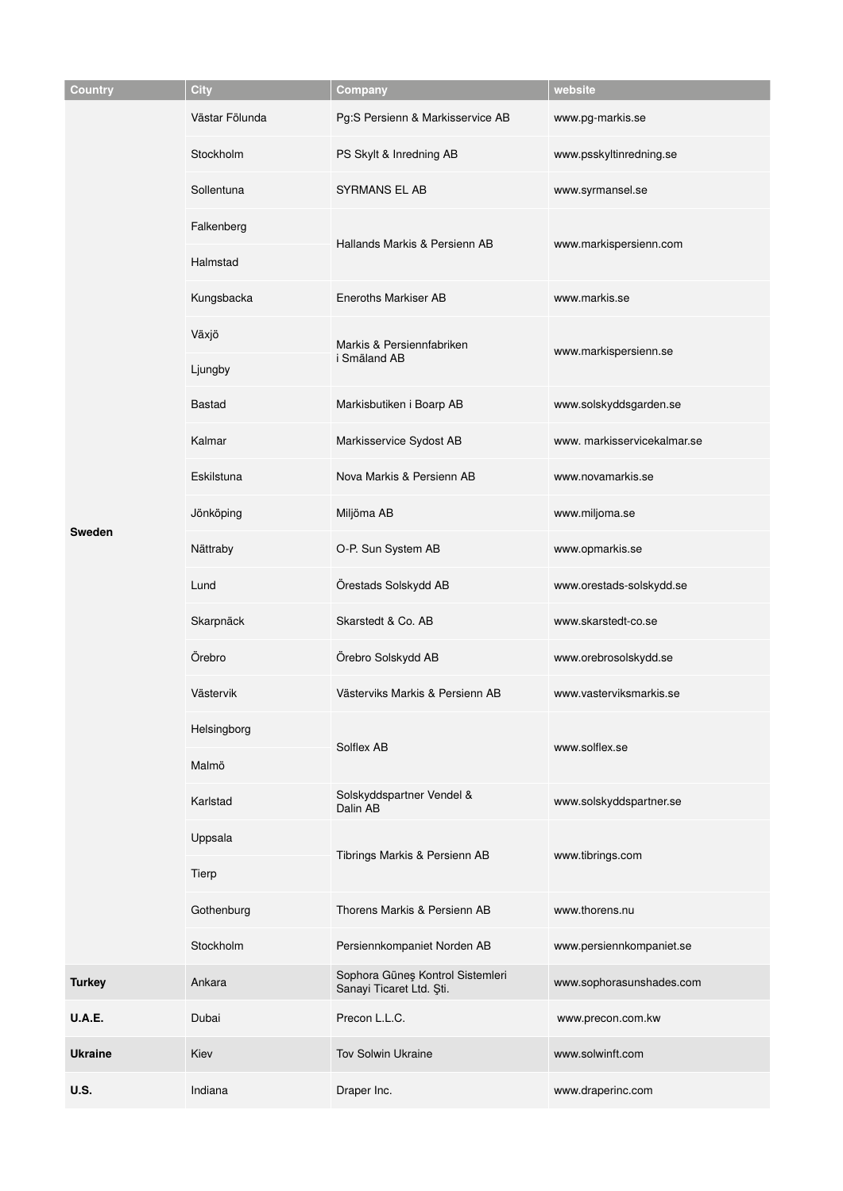| Country | City | Company | website |
|---|---|---|---|
| Sweden | Västar Fölunda | Pg:S Persienn & Markisservice AB | www.pg-markis.se |
| | Stockholm | PS Skylt & Inredning AB | www.psskyltinredning.se |
| | Sollentuna | SYRMANS EL AB | www.syrmansel.se |
| | Falkenberg<br>Halmstad | Hallands Markis & Persienn AB | www.markispersienn.com |
| | Kungsbacka | Eneroths Markiser AB | www.markis.se |
| | Växjö<br>Ljungby | Markis & Persiennfabriken i Smäland AB | www.markispersienn.se |
| | Bastad | Markisbutiken i Boarp AB | www.solskyddsgarden.se |
| | Kalmar | Markisservice Sydost AB | www. markisservicekalmar.se |
| | Eskilstuna | Nova Markis & Persienn AB | www.novamarkis.se |
| | Jönköping | Miljöma AB | www.miljoma.se |
| | Nättraby | O-P. Sun System AB | www.opmarkis.se |
| | Lund | Örestads Solskydd AB | www.orestads-solskydd.se |
| | Skarpnäck | Skarstedt & Co. AB | www.skarstedt-co.se |
| | Örebro | Örebro Solskydd AB | www.orebrosolskydd.se |
| | Västervik | Västerviks Markis & Persienn AB | www.vasterviksmarkis.se |
| | Helsingborg<br>Malmö | Solflex AB | www.solflex.se |
| | Karlstad | Solskyddspartner Vendel & Dalin AB | www.solskyddspartner.se |
| | Uppsala<br>Tierp | Tibrings Markis & Persienn AB | www.tibrings.com |
| | Gothenburg | Thorens Markis & Persienn AB | www.thorens.nu |
| | Stockholm | Persiennkompaniet Norden AB | www.persiennkompaniet.se |
| **Turkey** | Ankara | Sophora Güneş Kontrol Sistemleri Sanayi Ticaret Ltd. Şti. | www.sophorasunshades.com |
| **U.A.E.** | Dubai | Precon L.L.C. | www.precon.com.kw |
| **Ukraine** | Kiev | Tov Solwin Ukraine | www.solwinft.com |
| **U.S.** | Indiana | Draper Inc. | www.draperinc.com |